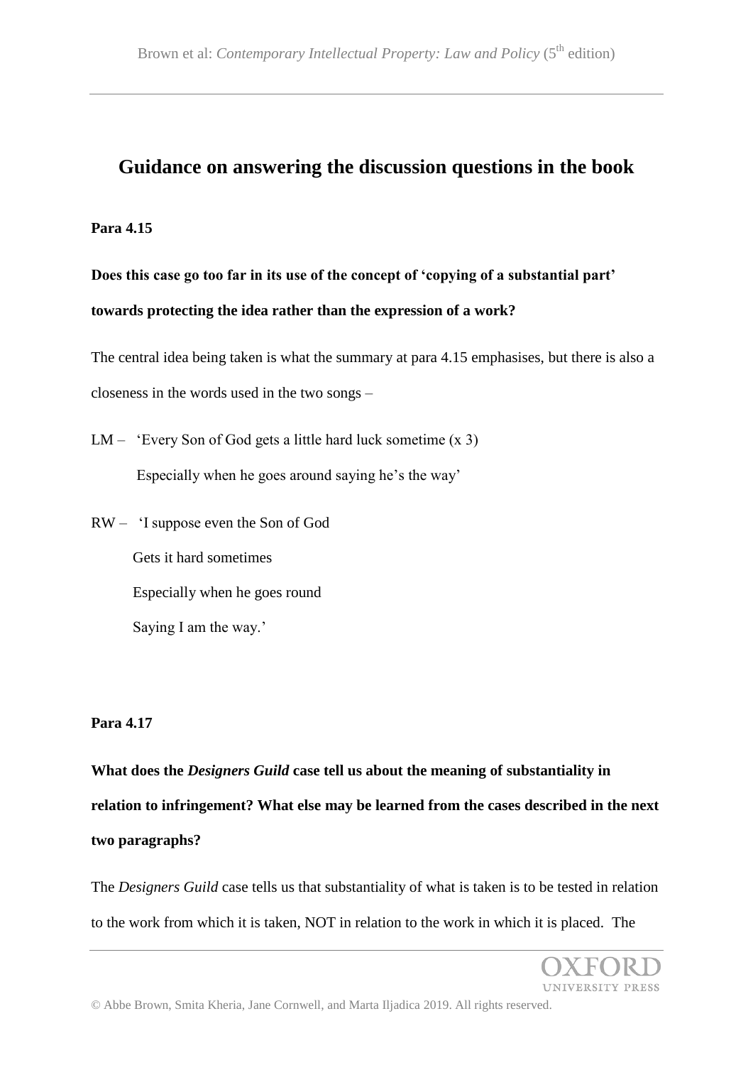# Guidance on answering the discussion questions in the book

**Para 4.15**

**Does this case go too far in its use of the concept of 'copying of a substantial part' towards protecting the idea rather than the expression of a work?**

The central idea being taken is what the summary at para 4.15 emphasises, but there is also a closeness in the words used in the two songs –

LM – 'Every Son of God gets a little hard luck sometime (x 3)
Especially when he goes around saying he's the way'

RW – 'I suppose even the Son of God
Gets it hard sometimes
Especially when he goes round
Saying I am the way.'

**Para 4.17**

**What does the *Designers Guild* case tell us about the meaning of substantiality in relation to infringement? What else may be learned from the cases described in the next two paragraphs?**

The *Designers Guild* case tells us that substantiality of what is taken is to be tested in relation to the work from which it is taken, NOT in relation to the work in which it is placed. The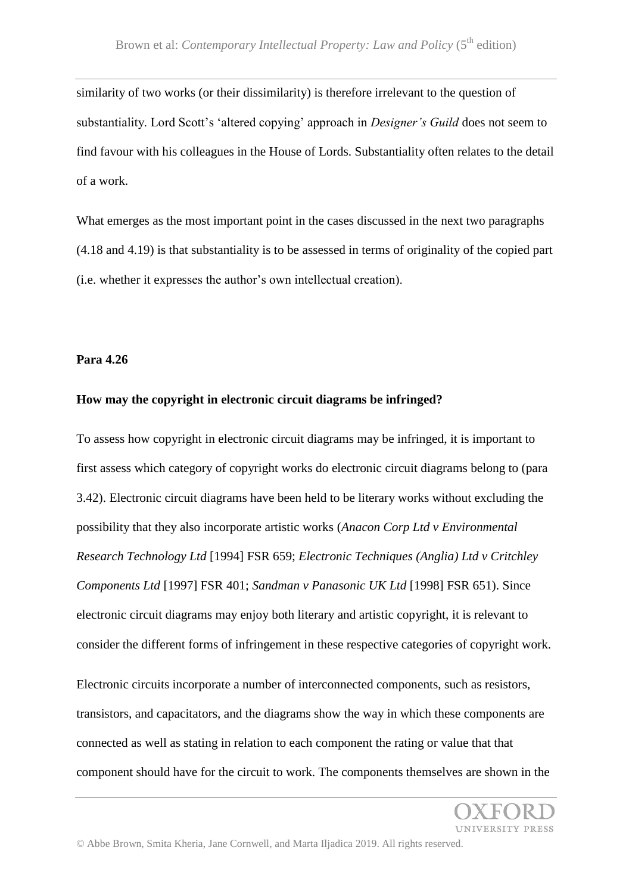similarity of two works (or their dissimilarity) is therefore irrelevant to the question of substantiality. Lord Scott's 'altered copying' approach in *Designer's Guild* does not seem to find favour with his colleagues in the House of Lords. Substantiality often relates to the detail of a work.

What emerges as the most important point in the cases discussed in the next two paragraphs (4.18 and 4.19) is that substantiality is to be assessed in terms of originality of the copied part (i.e. whether it expresses the author's own intellectual creation).

**Para 4.26**

**How may the copyright in electronic circuit diagrams be infringed?**

To assess how copyright in electronic circuit diagrams may be infringed, it is important to first assess which category of copyright works do electronic circuit diagrams belong to (para 3.42). Electronic circuit diagrams have been held to be literary works without excluding the possibility that they also incorporate artistic works (*Anacon Corp Ltd v Environmental Research Technology Ltd* [1994] FSR 659; *Electronic Techniques (Anglia) Ltd v Critchley Components Ltd* [1997] FSR 401; *Sandman v Panasonic UK Ltd* [1998] FSR 651). Since electronic circuit diagrams may enjoy both literary and artistic copyright, it is relevant to consider the different forms of infringement in these respective categories of copyright work.

Electronic circuits incorporate a number of interconnected components, such as resistors, transistors, and capacitators, and the diagrams show the way in which these components are connected as well as stating in relation to each component the rating or value that that component should have for the circuit to work. The components themselves are shown in the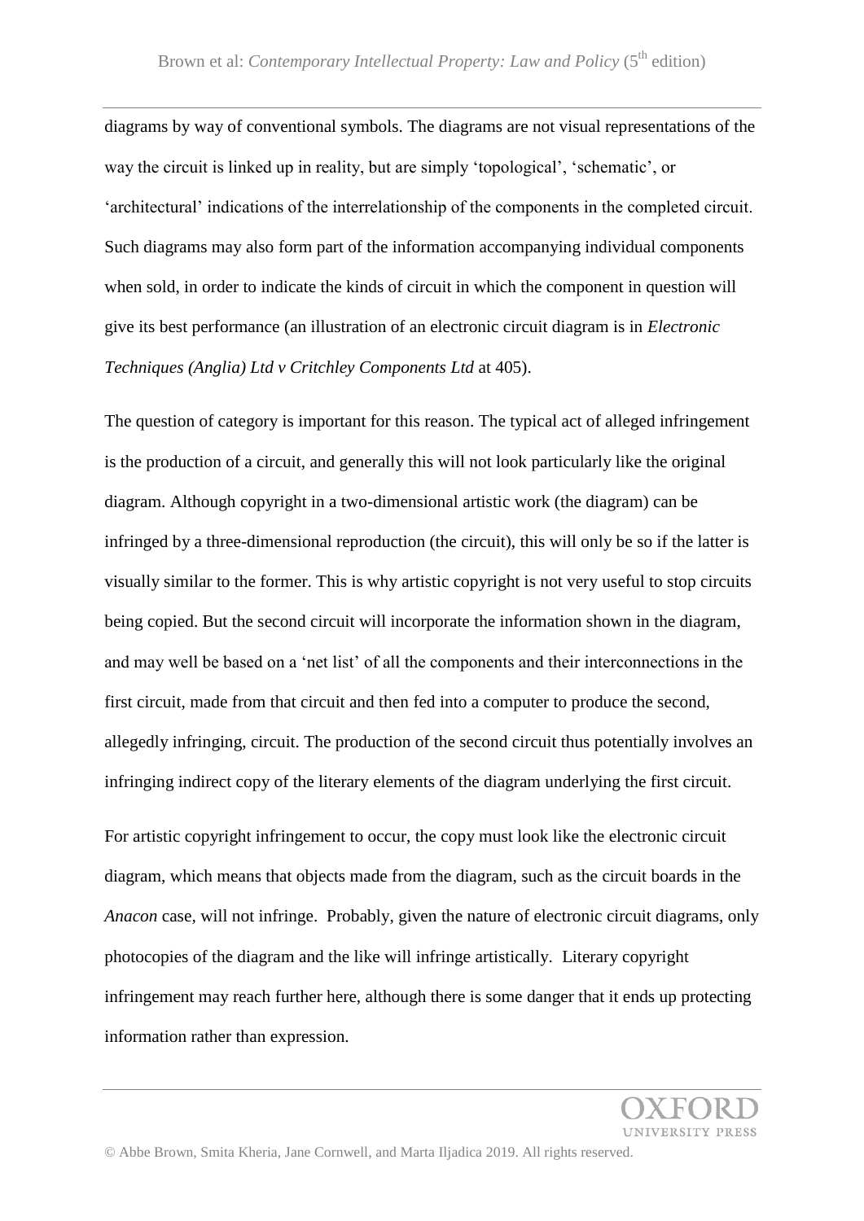diagrams by way of conventional symbols. The diagrams are not visual representations of the way the circuit is linked up in reality, but are simply 'topological', 'schematic', or 'architectural' indications of the interrelationship of the components in the completed circuit. Such diagrams may also form part of the information accompanying individual components when sold, in order to indicate the kinds of circuit in which the component in question will give its best performance (an illustration of an electronic circuit diagram is in *Electronic Techniques (Anglia) Ltd v Critchley Components Ltd* at 405).

The question of category is important for this reason. The typical act of alleged infringement is the production of a circuit, and generally this will not look particularly like the original diagram. Although copyright in a two-dimensional artistic work (the diagram) can be infringed by a three-dimensional reproduction (the circuit), this will only be so if the latter is visually similar to the former. This is why artistic copyright is not very useful to stop circuits being copied. But the second circuit will incorporate the information shown in the diagram, and may well be based on a 'net list' of all the components and their interconnections in the first circuit, made from that circuit and then fed into a computer to produce the second, allegedly infringing, circuit. The production of the second circuit thus potentially involves an infringing indirect copy of the literary elements of the diagram underlying the first circuit.

For artistic copyright infringement to occur, the copy must look like the electronic circuit diagram, which means that objects made from the diagram, such as the circuit boards in the *Anacon* case, will not infringe. Probably, given the nature of electronic circuit diagrams, only photocopies of the diagram and the like will infringe artistically. Literary copyright infringement may reach further here, although there is some danger that it ends up protecting information rather than expression.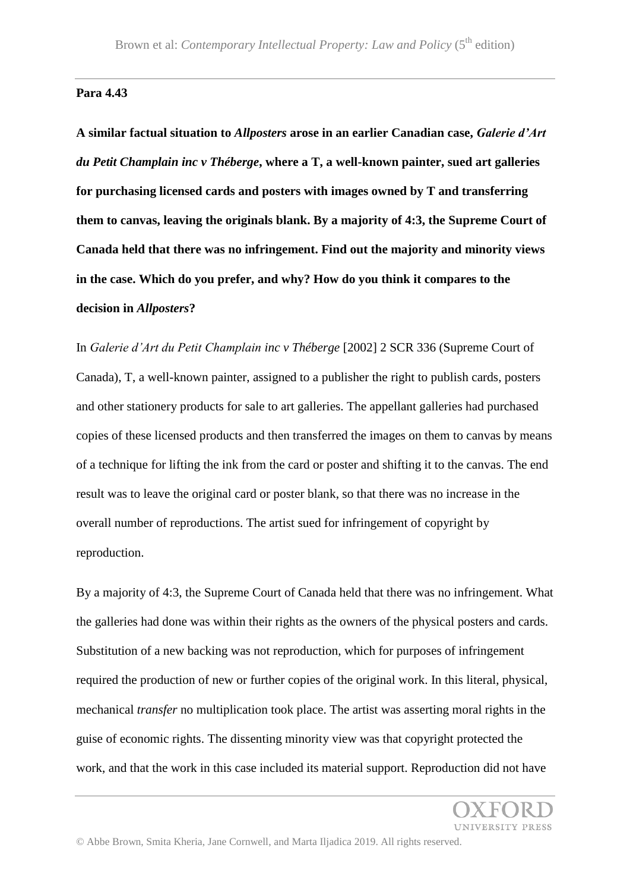**Para 4.43**

**A similar factual situation to *Allposters* arose in an earlier Canadian case, *Galerie d'Art du Petit Champlain inc v Théberge*, where a T, a well-known painter, sued art galleries for purchasing licensed cards and posters with images owned by T and transferring them to canvas, leaving the originals blank. By a majority of 4:3, the Supreme Court of Canada held that there was no infringement. Find out the majority and minority views in the case. Which do you prefer, and why? How do you think it compares to the decision in *Allposters*?**

In *Galerie d'Art du Petit Champlain inc v Théberge* [2002] 2 SCR 336 (Supreme Court of Canada), T, a well-known painter, assigned to a publisher the right to publish cards, posters and other stationery products for sale to art galleries. The appellant galleries had purchased copies of these licensed products and then transferred the images on them to canvas by means of a technique for lifting the ink from the card or poster and shifting it to the canvas. The end result was to leave the original card or poster blank, so that there was no increase in the overall number of reproductions. The artist sued for infringement of copyright by reproduction.

By a majority of 4:3, the Supreme Court of Canada held that there was no infringement. What the galleries had done was within their rights as the owners of the physical posters and cards. Substitution of a new backing was not reproduction, which for purposes of infringement required the production of new or further copies of the original work. In this literal, physical, mechanical *transfer* no multiplication took place. The artist was asserting moral rights in the guise of economic rights. The dissenting minority view was that copyright protected the work, and that the work in this case included its material support. Reproduction did not have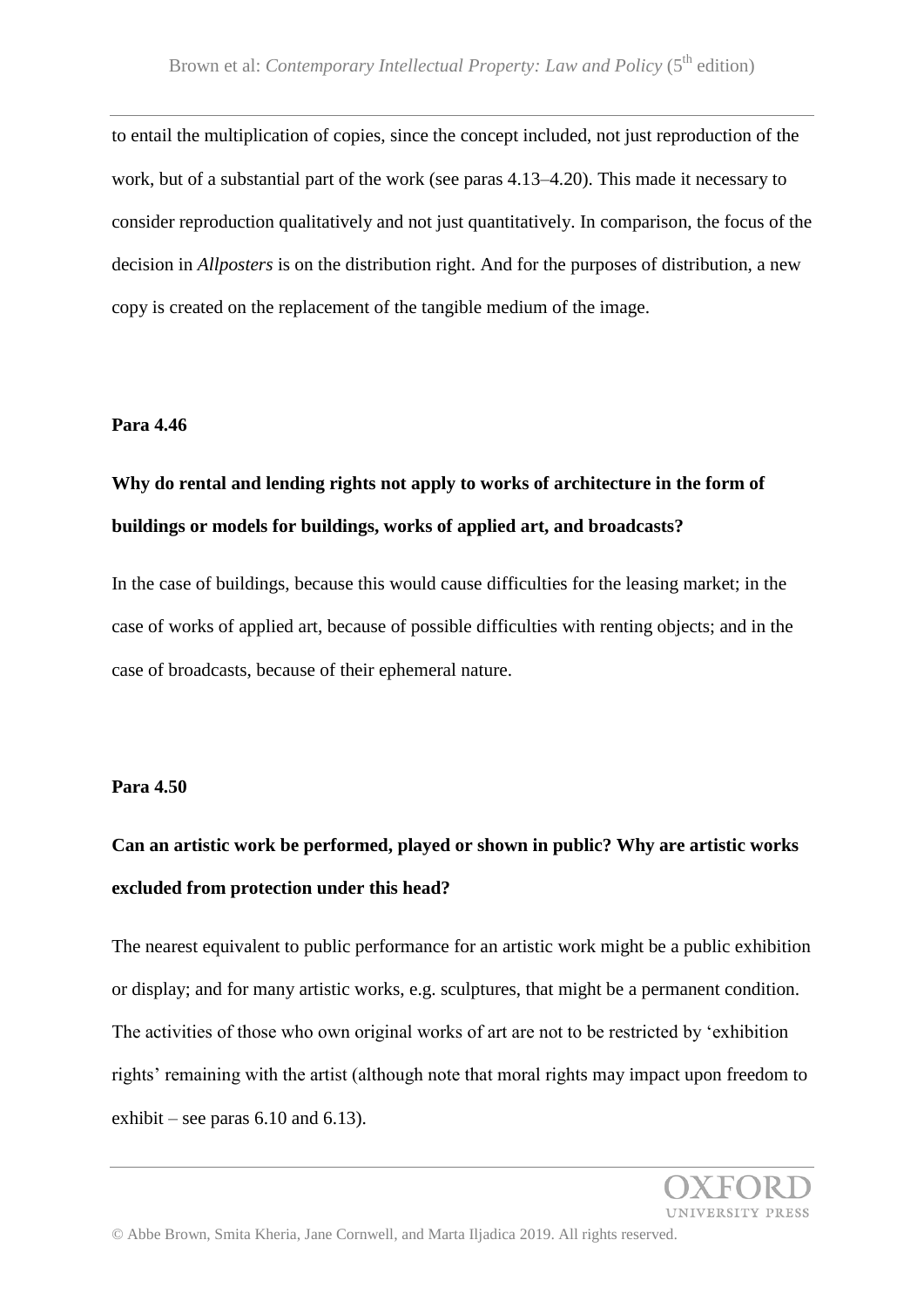to entail the multiplication of copies, since the concept included, not just reproduction of the work, but of a substantial part of the work (see paras 4.13–4.20). This made it necessary to consider reproduction qualitatively and not just quantitatively. In comparison, the focus of the decision in *Allposters* is on the distribution right. And for the purposes of distribution, a new copy is created on the replacement of the tangible medium of the image.

**Para 4.46**

**Why do rental and lending rights not apply to works of architecture in the form of buildings or models for buildings, works of applied art, and broadcasts?**

In the case of buildings, because this would cause difficulties for the leasing market; in the case of works of applied art, because of possible difficulties with renting objects; and in the case of broadcasts, because of their ephemeral nature.

**Para 4.50**

**Can an artistic work be performed, played or shown in public? Why are artistic works excluded from protection under this head?**

The nearest equivalent to public performance for an artistic work might be a public exhibition or display; and for many artistic works, e.g. sculptures, that might be a permanent condition. The activities of those who own original works of art are not to be restricted by 'exhibition rights' remaining with the artist (although note that moral rights may impact upon freedom to exhibit – see paras 6.10 and 6.13).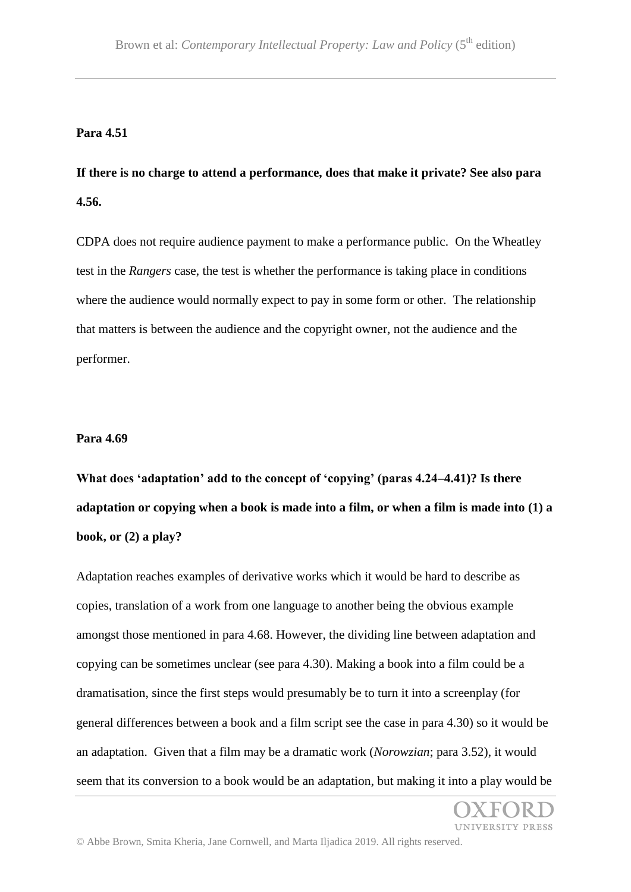**Para 4.51**

**If there is no charge to attend a performance, does that make it private? See also para 4.56.**

CDPA does not require audience payment to make a performance public. On the Wheatley test in the *Rangers* case, the test is whether the performance is taking place in conditions where the audience would normally expect to pay in some form or other. The relationship that matters is between the audience and the copyright owner, not the audience and the performer.

**Para 4.69**

**What does 'adaptation' add to the concept of 'copying' (paras 4.24–4.41)? Is there adaptation or copying when a book is made into a film, or when a film is made into (1) a book, or (2) a play?**

Adaptation reaches examples of derivative works which it would be hard to describe as copies, translation of a work from one language to another being the obvious example amongst those mentioned in para 4.68. However, the dividing line between adaptation and copying can be sometimes unclear (see para 4.30). Making a book into a film could be a dramatisation, since the first steps would presumably be to turn it into a screenplay (for general differences between a book and a film script see the case in para 4.30) so it would be an adaptation. Given that a film may be a dramatic work (*Norowzian*; para 3.52), it would seem that its conversion to a book would be an adaptation, but making it into a play would be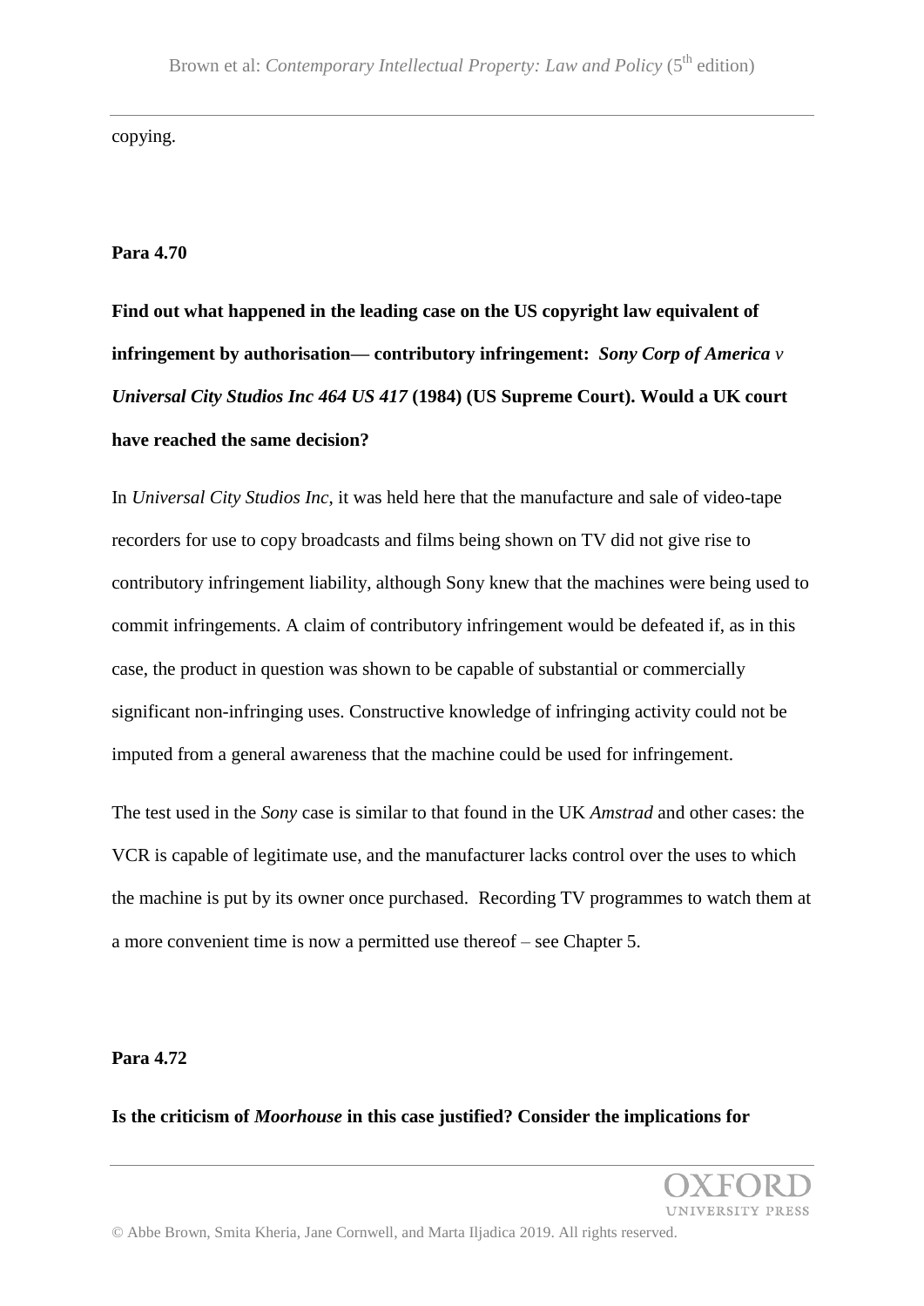copying.

**Para 4.70**

**Find out what happened in the leading case on the US copyright law equivalent of infringement by authorisation— contributory infringement: *Sony Corp of America v Universal City Studios Inc 464 US 417* (1984) (US Supreme Court). Would a UK court have reached the same decision?**

In *Universal City Studios Inc*, it was held here that the manufacture and sale of video-tape recorders for use to copy broadcasts and films being shown on TV did not give rise to contributory infringement liability, although Sony knew that the machines were being used to commit infringements. A claim of contributory infringement would be defeated if, as in this case, the product in question was shown to be capable of substantial or commercially significant non-infringing uses. Constructive knowledge of infringing activity could not be imputed from a general awareness that the machine could be used for infringement.

The test used in the *Sony* case is similar to that found in the UK *Amstrad* and other cases: the VCR is capable of legitimate use, and the manufacturer lacks control over the uses to which the machine is put by its owner once purchased. Recording TV programmes to watch them at a more convenient time is now a permitted use thereof – see Chapter 5.

**Para 4.72**

**Is the criticism of *Moorhouse* in this case justified? Consider the implications for**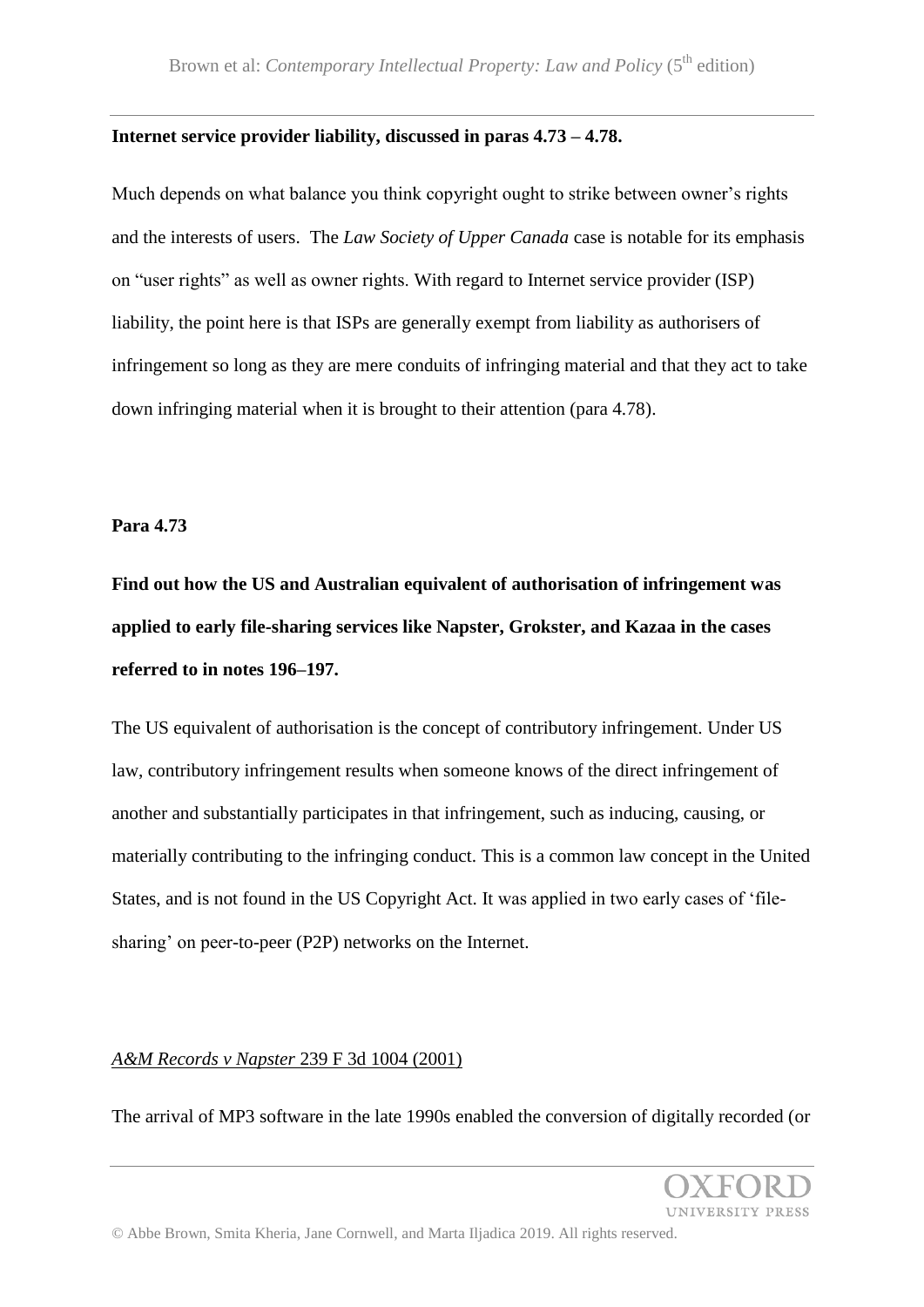**Internet service provider liability, discussed in paras 4.73 – 4.78.**

Much depends on what balance you think copyright ought to strike between owner's rights and the interests of users. The *Law Society of Upper Canada* case is notable for its emphasis on "user rights" as well as owner rights. With regard to Internet service provider (ISP) liability, the point here is that ISPs are generally exempt from liability as authorisers of infringement so long as they are mere conduits of infringing material and that they act to take down infringing material when it is brought to their attention (para 4.78).

**Para 4.73**

**Find out how the US and Australian equivalent of authorisation of infringement was applied to early file-sharing services like Napster, Grokster, and Kazaa in the cases referred to in notes 196–197.**

The US equivalent of authorisation is the concept of contributory infringement. Under US law, contributory infringement results when someone knows of the direct infringement of another and substantially participates in that infringement, such as inducing, causing, or materially contributing to the infringing conduct. This is a common law concept in the United States, and is not found in the US Copyright Act. It was applied in two early cases of 'file-sharing' on peer-to-peer (P2P) networks on the Internet.

<u>*A&M Records v Napster* 239 F 3d 1004 (2001)</u>

The arrival of MP3 software in the late 1990s enabled the conversion of digitally recorded (or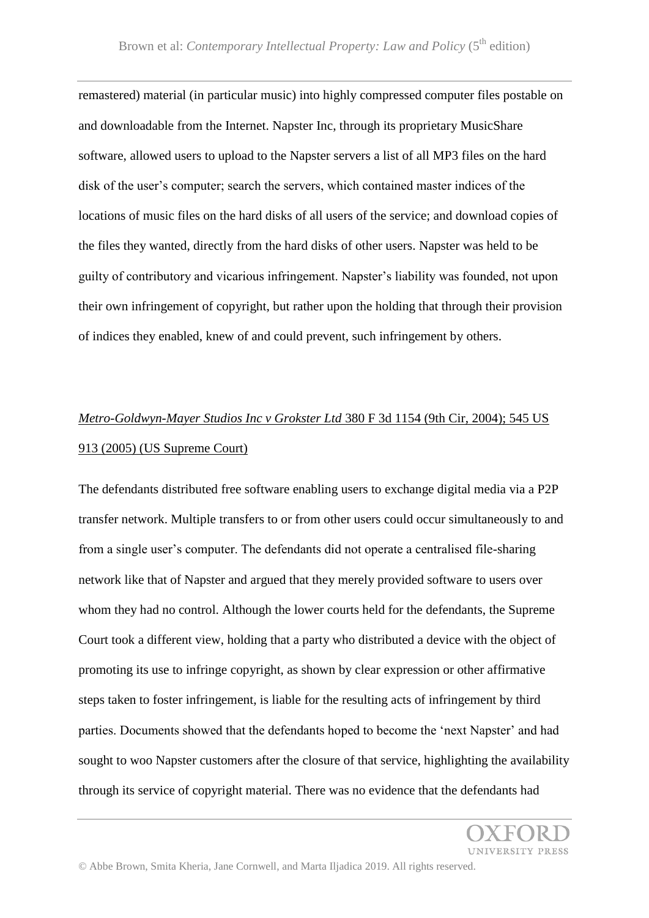remastered) material (in particular music) into highly compressed computer files postable on and downloadable from the Internet. Napster Inc, through its proprietary MusicShare software, allowed users to upload to the Napster servers a list of all MP3 files on the hard disk of the user's computer; search the servers, which contained master indices of the locations of music files on the hard disks of all users of the service; and download copies of the files they wanted, directly from the hard disks of other users. Napster was held to be guilty of contributory and vicarious infringement. Napster's liability was founded, not upon their own infringement of copyright, but rather upon the holding that through their provision of indices they enabled, knew of and could prevent, such infringement by others.

*Metro-Goldwyn-Mayer Studios Inc v Grokster Ltd* 380 F 3d 1154 (9th Cir, 2004); 545 US 913 (2005) (US Supreme Court)

The defendants distributed free software enabling users to exchange digital media via a P2P transfer network. Multiple transfers to or from other users could occur simultaneously to and from a single user's computer. The defendants did not operate a centralised file-sharing network like that of Napster and argued that they merely provided software to users over whom they had no control. Although the lower courts held for the defendants, the Supreme Court took a different view, holding that a party who distributed a device with the object of promoting its use to infringe copyright, as shown by clear expression or other affirmative steps taken to foster infringement, is liable for the resulting acts of infringement by third parties. Documents showed that the defendants hoped to become the 'next Napster' and had sought to woo Napster customers after the closure of that service, highlighting the availability through its service of copyright material. There was no evidence that the defendants had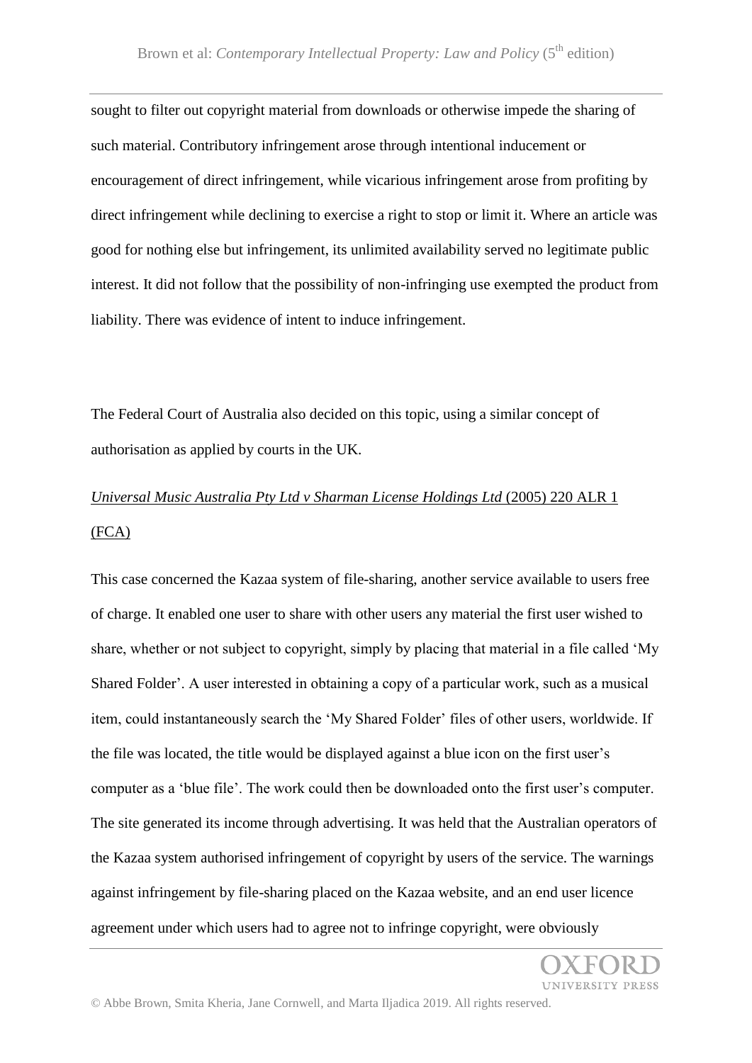sought to filter out copyright material from downloads or otherwise impede the sharing of such material. Contributory infringement arose through intentional inducement or encouragement of direct infringement, while vicarious infringement arose from profiting by direct infringement while declining to exercise a right to stop or limit it. Where an article was good for nothing else but infringement, its unlimited availability served no legitimate public interest. It did not follow that the possibility of non-infringing use exempted the product from liability. There was evidence of intent to induce infringement.

The Federal Court of Australia also decided on this topic, using a similar concept of authorisation as applied by courts in the UK.

*Universal Music Australia Pty Ltd v Sharman License Holdings Ltd* (2005) 220 ALR 1 (FCA)

This case concerned the Kazaa system of file-sharing, another service available to users free of charge. It enabled one user to share with other users any material the first user wished to share, whether or not subject to copyright, simply by placing that material in a file called 'My Shared Folder'. A user interested in obtaining a copy of a particular work, such as a musical item, could instantaneously search the 'My Shared Folder' files of other users, worldwide. If the file was located, the title would be displayed against a blue icon on the first user's computer as a 'blue file'. The work could then be downloaded onto the first user's computer. The site generated its income through advertising. It was held that the Australian operators of the Kazaa system authorised infringement of copyright by users of the service. The warnings against infringement by file-sharing placed on the Kazaa website, and an end user licence agreement under which users had to agree not to infringe copyright, were obviously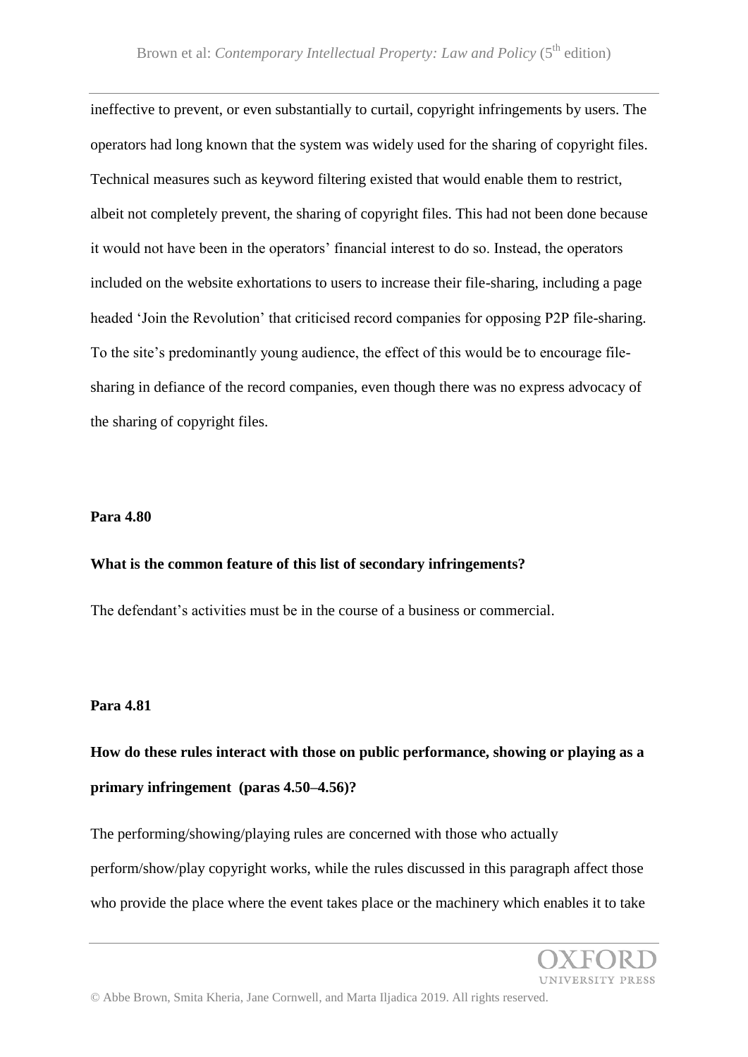ineffective to prevent, or even substantially to curtail, copyright infringements by users. The operators had long known that the system was widely used for the sharing of copyright files. Technical measures such as keyword filtering existed that would enable them to restrict, albeit not completely prevent, the sharing of copyright files. This had not been done because it would not have been in the operators' financial interest to do so. Instead, the operators included on the website exhortations to users to increase their file-sharing, including a page headed 'Join the Revolution' that criticised record companies for opposing P2P file-sharing. To the site's predominantly young audience, the effect of this would be to encourage file-sharing in defiance of the record companies, even though there was no express advocacy of the sharing of copyright files.

**Para 4.80**

**What is the common feature of this list of secondary infringements?**

The defendant's activities must be in the course of a business or commercial.

**Para 4.81**

**How do these rules interact with those on public performance, showing or playing as a primary infringement (paras 4.50–4.56)?**

The performing/showing/playing rules are concerned with those who actually perform/show/play copyright works, while the rules discussed in this paragraph affect those who provide the place where the event takes place or the machinery which enables it to take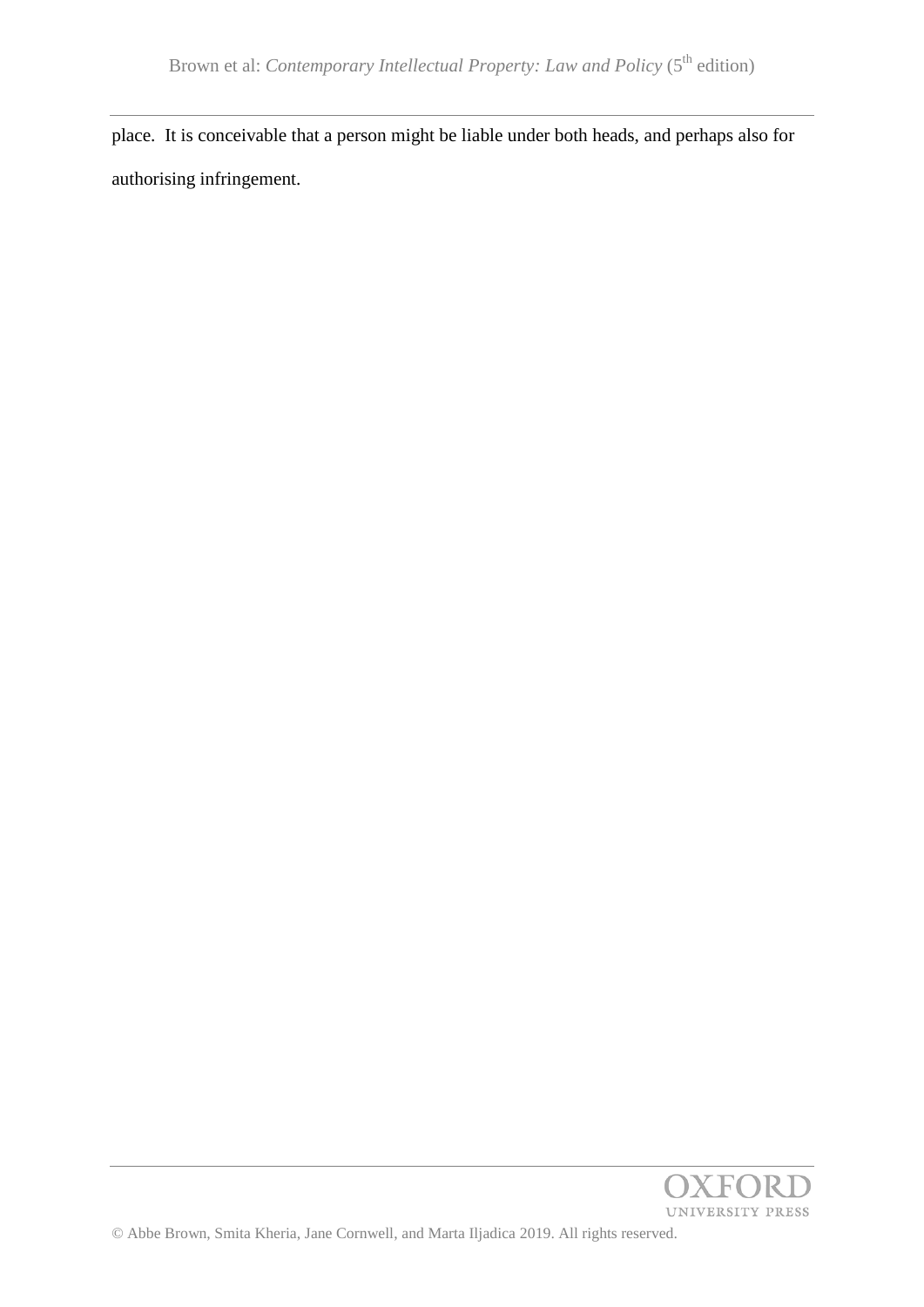place. It is conceivable that a person might be liable under both heads, and perhaps also for authorising infringement.